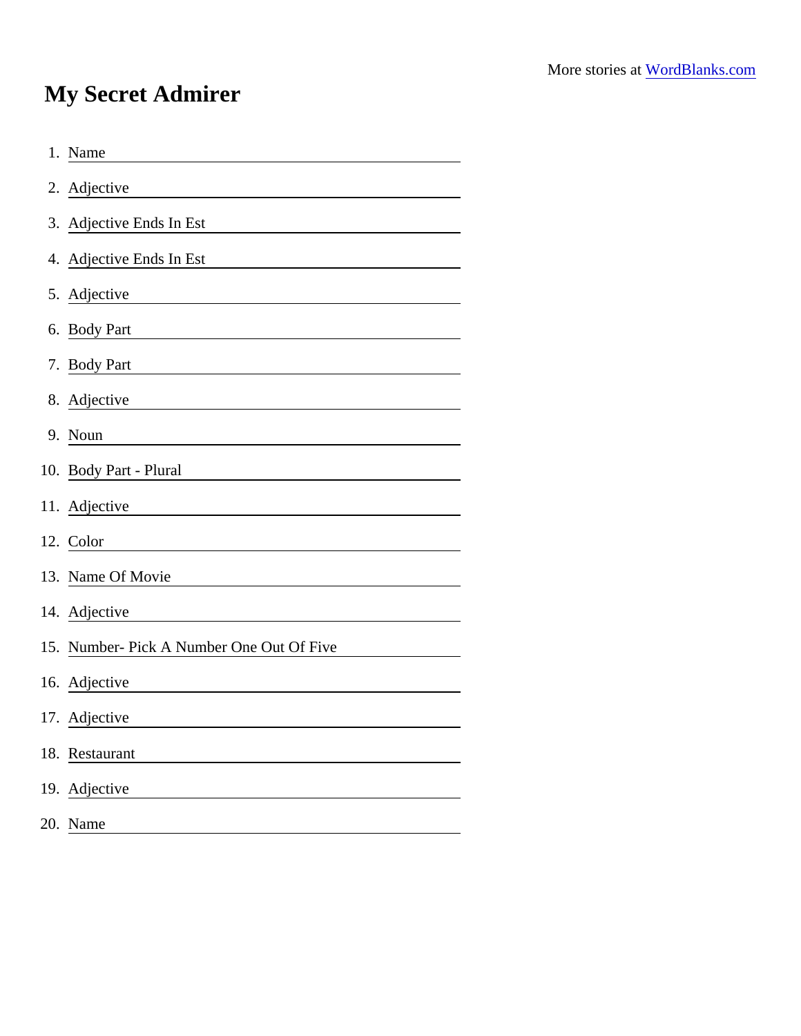More stories at [WordBlanks.com](https://www.wordblanks.com)

# My Secret Admirer

1. Name ______________________
2. Adjective ______________________
3. Adjective Ends In Est ______________________
4. Adjective Ends In Est ______________________
5. Adjective ______________________
6. Body Part ______________________
7. Body Part ______________________
8. Adjective ______________________
9. Noun ______________________
10. Body Part - Plural ______________________
11. Adjective ______________________
12. Color ______________________
13. Name Of Movie ______________________
14. Adjective ______________________
15. Number- Pick A Number One Out Of Five ______________________
16. Adjective ______________________
17. Adjective ______________________
18. Restaurant ______________________
19. Adjective ______________________
20. Name ______________________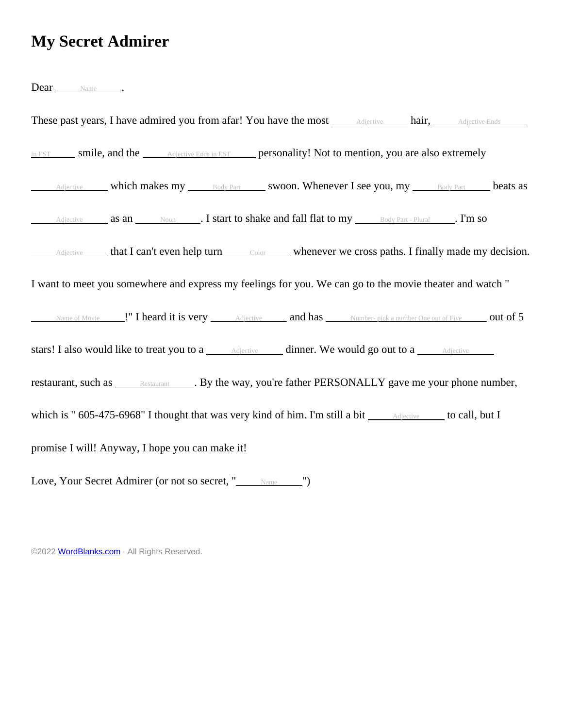# My Secret Admirer

Dear ______Name______,

These past years, I have admired you from afar! You have the most ______Adjective______ hair, ______Adjective Ends in EST______ smile, and the ______Adjective Ends in EST______ personality! Not to mention, you are also extremely ______Adjective______ which makes my ______Body Part______ swoon. Whenever I see you, my ______Body Part______ beats as ______Adjective______ as an ______Noun______. I start to shake and fall flat to my ______Body Part - Plural______. I'm so ______Adjective______ that I can't even help turn ______Color______ whenever we cross paths. I finally made my decision. I want to meet you somewhere and express my feelings for you. We can go to the movie theater and watch " ______Name of Movie______!" I heard it is very ______Adjective______ and has ______Number- pick a number One out of Five______ out of 5 stars! I also would like to treat you to a ______Adjective______ dinner. We would go out to a ______Adjective______ restaurant, such as ______Restaurant______. By the way, you're father PERSONALLY gave me your phone number, which is " 605-475-6968" I thought that was very kind of him. I'm still a bit ______Adjective______ to call, but I promise I will! Anyway, I hope you can make it!

Love, Your Secret Admirer (or not so secret, "______Name______")

©2022 WordBlanks.com · All Rights Reserved.